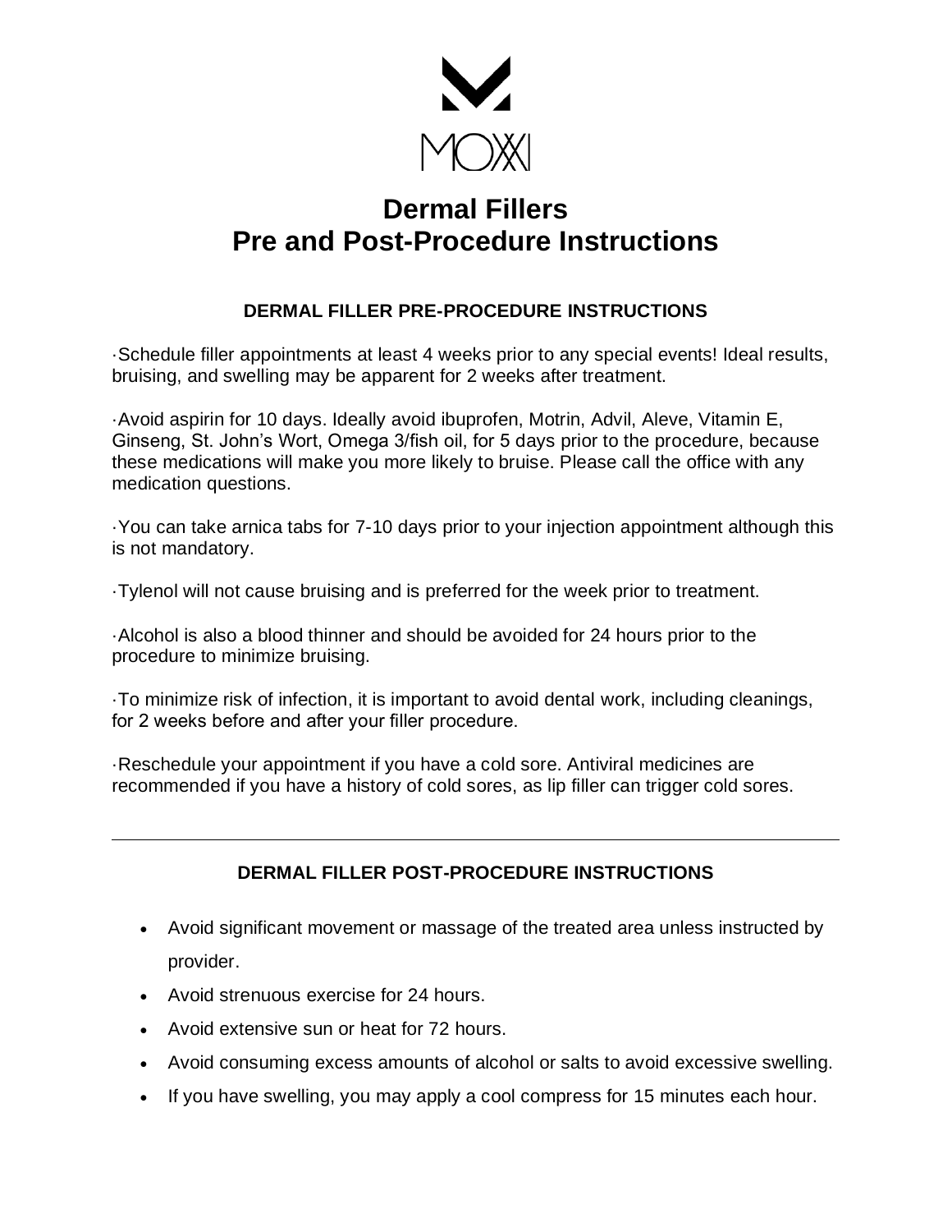MOXXI

# Dermal Fillers
# Pre and Post-Procedure Instructions

### DERMAL FILLER PRE-PROCEDURE INSTRUCTIONS

·Schedule filler appointments at least 4 weeks prior to any special events! Ideal results, bruising, and swelling may be apparent for 2 weeks after treatment.

·Avoid aspirin for 10 days. Ideally avoid ibuprofen, Motrin, Advil, Aleve, Vitamin E, Ginseng, St. John's Wort, Omega 3/fish oil, for 5 days prior to the procedure, because these medications will make you more likely to bruise. Please call the office with any medication questions.

·You can take arnica tabs for 7-10 days prior to your injection appointment although this is not mandatory.

·Tylenol will not cause bruising and is preferred for the week prior to treatment.

·Alcohol is also a blood thinner and should be avoided for 24 hours prior to the procedure to minimize bruising.

·To minimize risk of infection, it is important to avoid dental work, including cleanings, for 2 weeks before and after your filler procedure.

·Reschedule your appointment if you have a cold sore. Antiviral medicines are recommended if you have a history of cold sores, as lip filler can trigger cold sores.

---

### DERMAL FILLER POST-PROCEDURE INSTRUCTIONS

- Avoid significant movement or massage of the treated area unless instructed by provider.
- Avoid strenuous exercise for 24 hours.
- Avoid extensive sun or heat for 72 hours.
- Avoid consuming excess amounts of alcohol or salts to avoid excessive swelling.
- If you have swelling, you may apply a cool compress for 15 minutes each hour.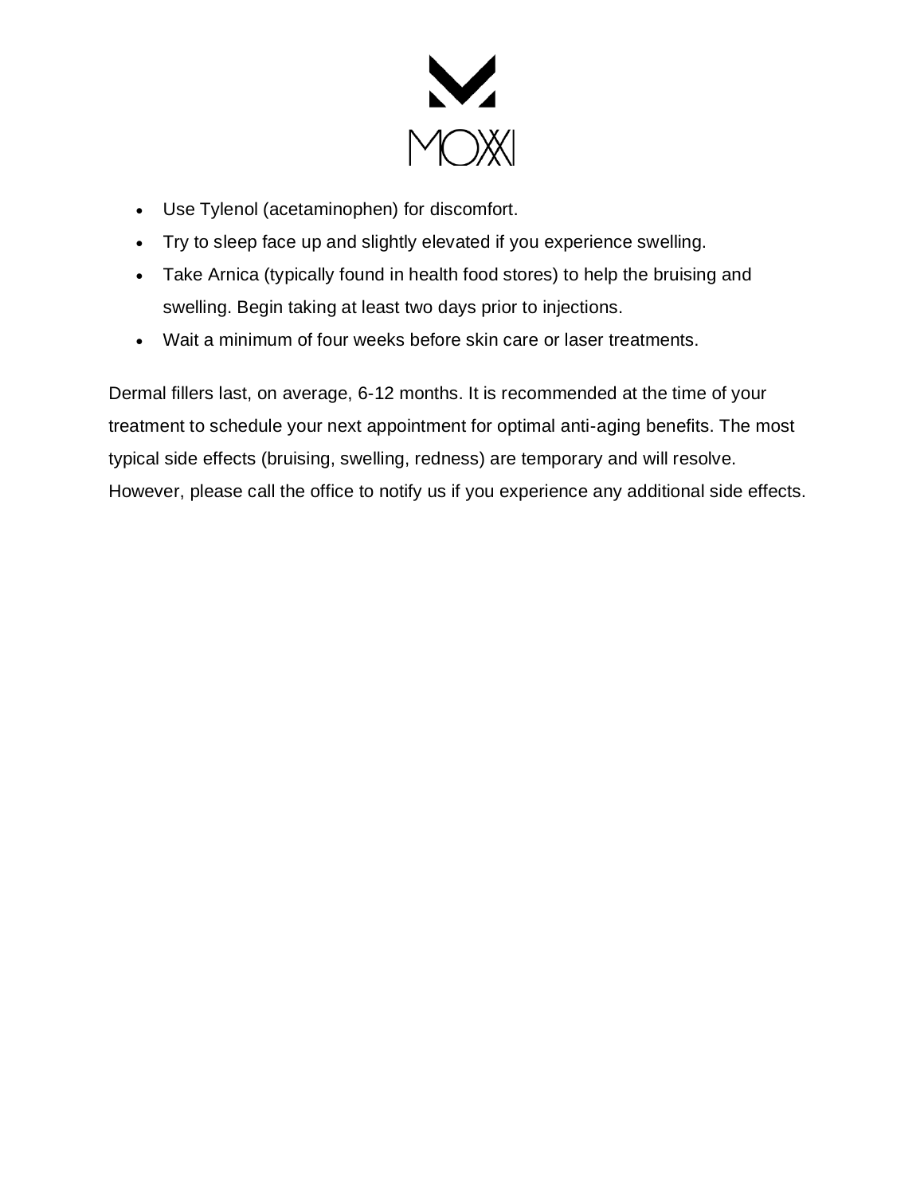- Use Tylenol (acetaminophen) for discomfort.
- Try to sleep face up and slightly elevated if you experience swelling.
- Take Arnica (typically found in health food stores) to help the bruising and swelling. Begin taking at least two days prior to injections.
- Wait a minimum of four weeks before skin care or laser treatments.

Dermal fillers last, on average, 6-12 months. It is recommended at the time of your treatment to schedule your next appointment for optimal anti-aging benefits. The most typical side effects (bruising, swelling, redness) are temporary and will resolve. However, please call the office to notify us if you experience any additional side effects.